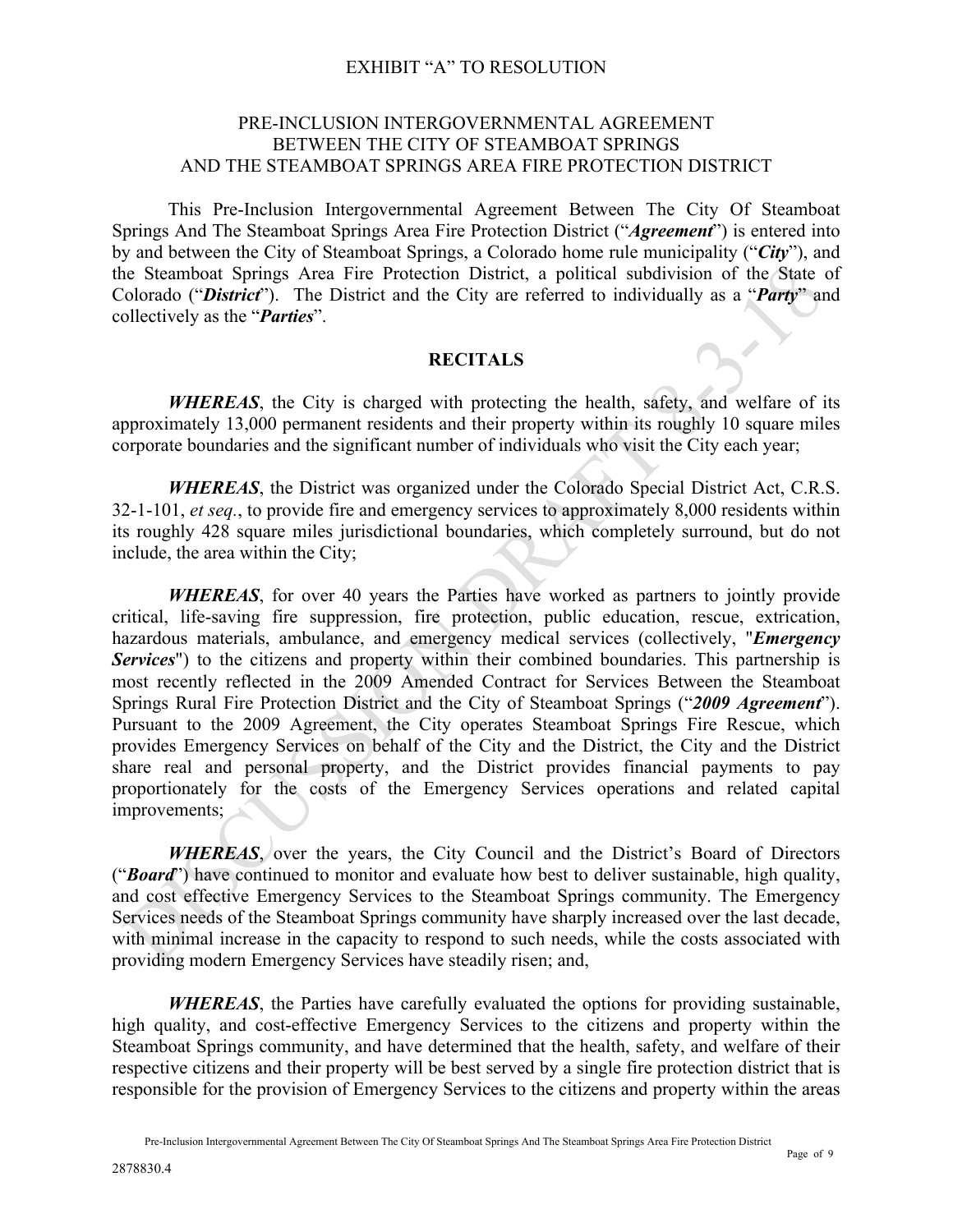EXHIBIT "A" TO RESOLUTION

# PRE-INCLUSION INTERGOVERNMENTAL AGREEMENT BETWEEN THE CITY OF STEAMBOAT SPRINGS AND THE STEAMBOAT SPRINGS AREA FIRE PROTECTION DISTRICT

This Pre-Inclusion Intergovernmental Agreement Between The City Of Steamboat Springs And The Steamboat Springs Area Fire Protection District ("***Agreement***") is entered into by and between the City of Steamboat Springs, a Colorado home rule municipality ("***City***"), and the Steamboat Springs Area Fire Protection District, a political subdivision of the State of Colorado ("***District***"). The District and the City are referred to individually as a "***Party***" and collectively as the "***Parties***".

## RECITALS

***WHEREAS***, the City is charged with protecting the health, safety, and welfare of its approximately 13,000 permanent residents and their property within its roughly 10 square miles corporate boundaries and the significant number of individuals who visit the City each year;

***WHEREAS***, the District was organized under the Colorado Special District Act, C.R.S. 32-1-101, *et seq.*, to provide fire and emergency services to approximately 8,000 residents within its roughly 428 square miles jurisdictional boundaries, which completely surround, but do not include, the area within the City;

***WHEREAS***, for over 40 years the Parties have worked as partners to jointly provide critical, life-saving fire suppression, fire protection, public education, rescue, extrication, hazardous materials, ambulance, and emergency medical services (collectively, "***Emergency Services***") to the citizens and property within their combined boundaries. This partnership is most recently reflected in the 2009 Amended Contract for Services Between the Steamboat Springs Rural Fire Protection District and the City of Steamboat Springs ("***2009 Agreement***"). Pursuant to the 2009 Agreement, the City operates Steamboat Springs Fire Rescue, which provides Emergency Services on behalf of the City and the District, the City and the District share real and personal property, and the District provides financial payments to pay proportionately for the costs of the Emergency Services operations and related capital improvements;

***WHEREAS***, over the years, the City Council and the District's Board of Directors ("***Board***") have continued to monitor and evaluate how best to deliver sustainable, high quality, and cost effective Emergency Services to the Steamboat Springs community. The Emergency Services needs of the Steamboat Springs community have sharply increased over the last decade, with minimal increase in the capacity to respond to such needs, while the costs associated with providing modern Emergency Services have steadily risen; and,

***WHEREAS***, the Parties have carefully evaluated the options for providing sustainable, high quality, and cost-effective Emergency Services to the citizens and property within the Steamboat Springs community, and have determined that the health, safety, and welfare of their respective citizens and their property will be best served by a single fire protection district that is responsible for the provision of Emergency Services to the citizens and property within the areas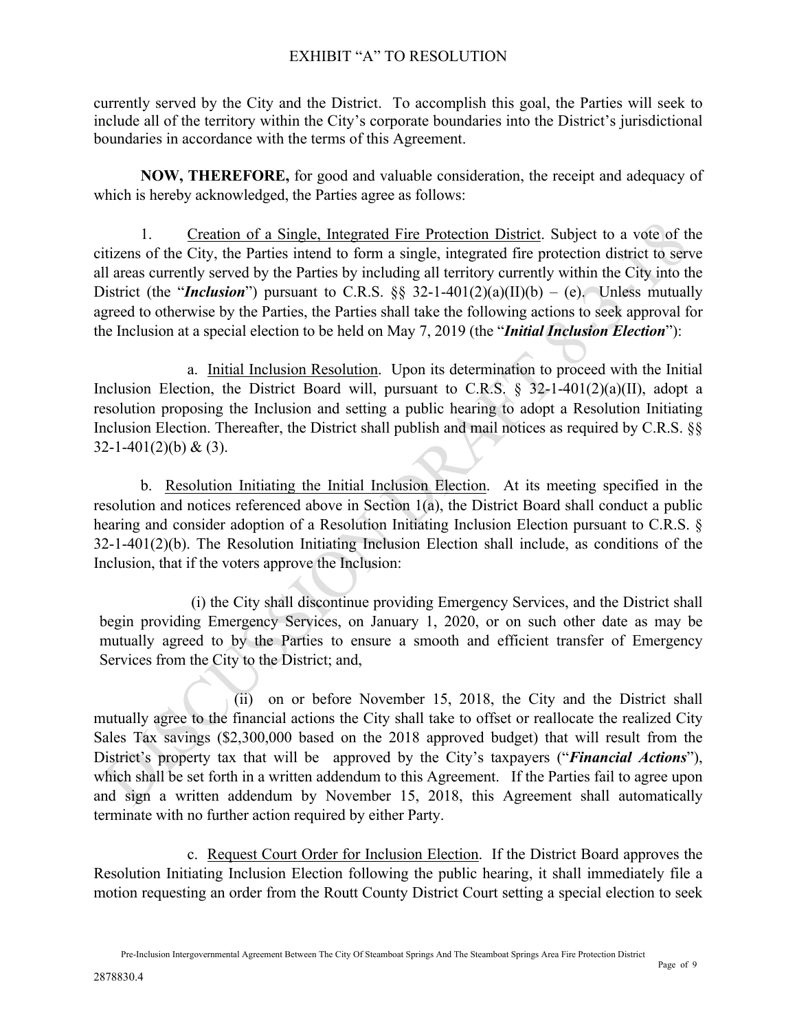currently served by the City and the District. To accomplish this goal, the Parties will seek to include all of the territory within the City's corporate boundaries into the District's jurisdictional boundaries in accordance with the terms of this Agreement.

**NOW, THEREFORE,** for good and valuable consideration, the receipt and adequacy of which is hereby acknowledged, the Parties agree as follows:

1. Creation of a Single, Integrated Fire Protection District. Subject to a vote of the citizens of the City, the Parties intend to form a single, integrated fire protection district to serve all areas currently served by the Parties by including all territory currently within the City into the District (the "***Inclusion***") pursuant to C.R.S. §§ 32-1-401(2)(a)(II)(b) – (e). Unless mutually agreed to otherwise by the Parties, the Parties shall take the following actions to seek approval for the Inclusion at a special election to be held on May 7, 2019 (the "***Initial Inclusion Election***"):

a. Initial Inclusion Resolution. Upon its determination to proceed with the Initial Inclusion Election, the District Board will, pursuant to C.R.S. § 32-1-401(2)(a)(II), adopt a resolution proposing the Inclusion and setting a public hearing to adopt a Resolution Initiating Inclusion Election. Thereafter, the District shall publish and mail notices as required by C.R.S. §§ 32-1-401(2)(b) & (3).

b. Resolution Initiating the Initial Inclusion Election. At its meeting specified in the resolution and notices referenced above in Section 1(a), the District Board shall conduct a public hearing and consider adoption of a Resolution Initiating Inclusion Election pursuant to C.R.S. § 32-1-401(2)(b). The Resolution Initiating Inclusion Election shall include, as conditions of the Inclusion, that if the voters approve the Inclusion:

(i) the City shall discontinue providing Emergency Services, and the District shall begin providing Emergency Services, on January 1, 2020, or on such other date as may be mutually agreed to by the Parties to ensure a smooth and efficient transfer of Emergency Services from the City to the District; and,

(ii) on or before November 15, 2018, the City and the District shall mutually agree to the financial actions the City shall take to offset or reallocate the realized City Sales Tax savings ($2,300,000 based on the 2018 approved budget) that will result from the District's property tax that will be approved by the City's taxpayers ("***Financial Actions***"), which shall be set forth in a written addendum to this Agreement. If the Parties fail to agree upon and sign a written addendum by November 15, 2018, this Agreement shall automatically terminate with no further action required by either Party.

c. Request Court Order for Inclusion Election. If the District Board approves the Resolution Initiating Inclusion Election following the public hearing, it shall immediately file a motion requesting an order from the Routt County District Court setting a special election to seek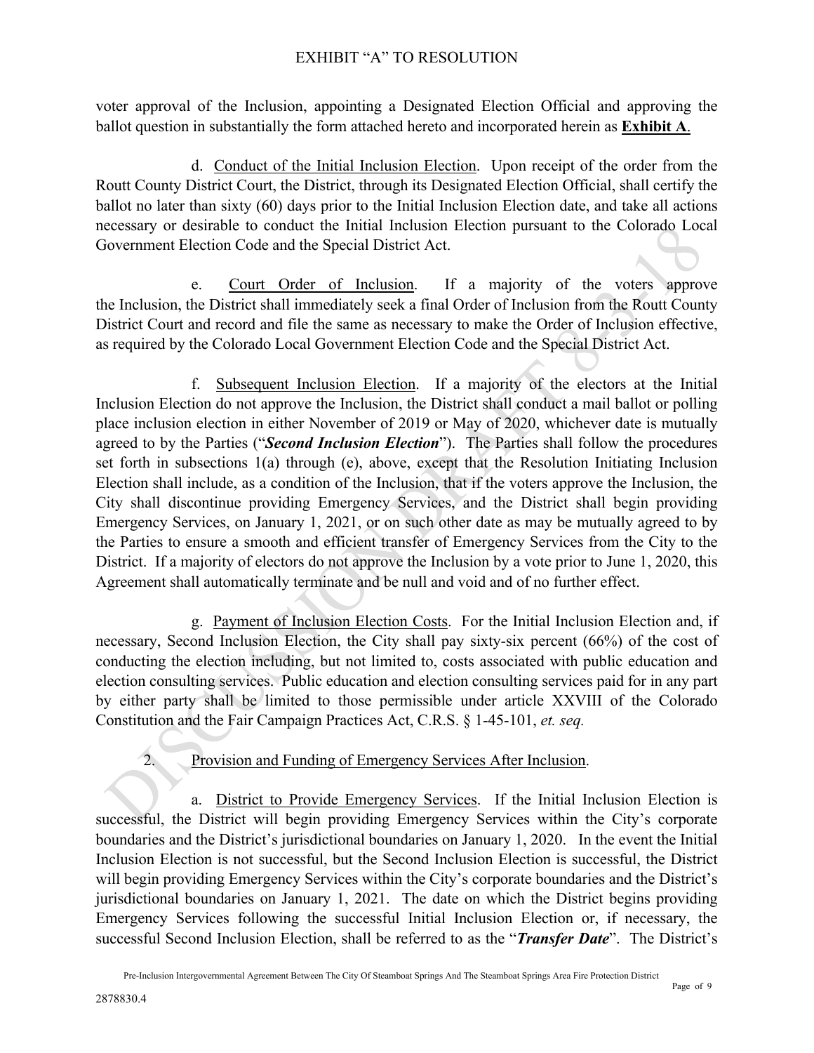voter approval of the Inclusion, appointing a Designated Election Official and approving the ballot question in substantially the form attached hereto and incorporated herein as **Exhibit A**.

d. Conduct of the Initial Inclusion Election. Upon receipt of the order from the Routt County District Court, the District, through its Designated Election Official, shall certify the ballot no later than sixty (60) days prior to the Initial Inclusion Election date, and take all actions necessary or desirable to conduct the Initial Inclusion Election pursuant to the Colorado Local Government Election Code and the Special District Act.

e. Court Order of Inclusion. If a majority of the voters approve the Inclusion, the District shall immediately seek a final Order of Inclusion from the Routt County District Court and record and file the same as necessary to make the Order of Inclusion effective, as required by the Colorado Local Government Election Code and the Special District Act.

f. Subsequent Inclusion Election. If a majority of the electors at the Initial Inclusion Election do not approve the Inclusion, the District shall conduct a mail ballot or polling place inclusion election in either November of 2019 or May of 2020, whichever date is mutually agreed to by the Parties ("***Second Inclusion Election***"). The Parties shall follow the procedures set forth in subsections 1(a) through (e), above, except that the Resolution Initiating Inclusion Election shall include, as a condition of the Inclusion, that if the voters approve the Inclusion, the City shall discontinue providing Emergency Services, and the District shall begin providing Emergency Services, on January 1, 2021, or on such other date as may be mutually agreed to by the Parties to ensure a smooth and efficient transfer of Emergency Services from the City to the District. If a majority of electors do not approve the Inclusion by a vote prior to June 1, 2020, this Agreement shall automatically terminate and be null and void and of no further effect.

g. Payment of Inclusion Election Costs. For the Initial Inclusion Election and, if necessary, Second Inclusion Election, the City shall pay sixty-six percent (66%) of the cost of conducting the election including, but not limited to, costs associated with public education and election consulting services. Public education and election consulting services paid for in any part by either party shall be limited to those permissible under article XXVIII of the Colorado Constitution and the Fair Campaign Practices Act, C.R.S. § 1-45-101, *et. seq.*

2. Provision and Funding of Emergency Services After Inclusion.

a. District to Provide Emergency Services. If the Initial Inclusion Election is successful, the District will begin providing Emergency Services within the City's corporate boundaries and the District's jurisdictional boundaries on January 1, 2020. In the event the Initial Inclusion Election is not successful, but the Second Inclusion Election is successful, the District will begin providing Emergency Services within the City's corporate boundaries and the District's jurisdictional boundaries on January 1, 2021. The date on which the District begins providing Emergency Services following the successful Initial Inclusion Election or, if necessary, the successful Second Inclusion Election, shall be referred to as the "***Transfer Date***". The District's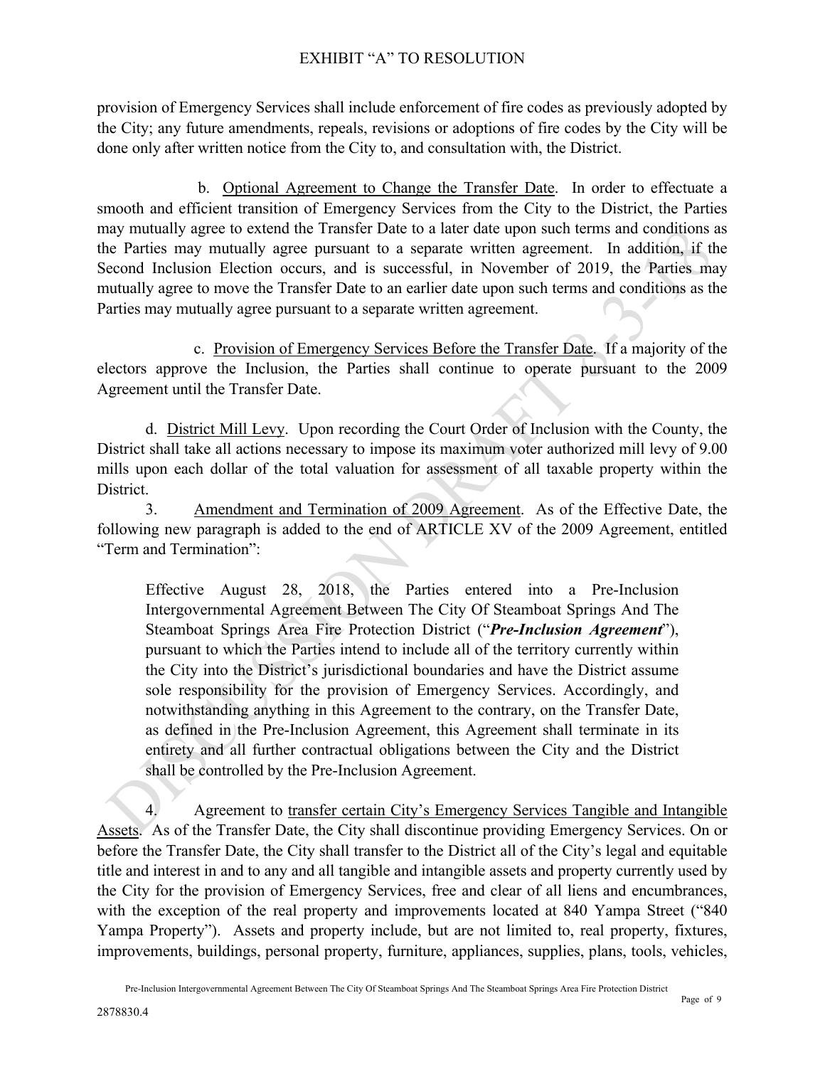provision of Emergency Services shall include enforcement of fire codes as previously adopted by the City; any future amendments, repeals, revisions or adoptions of fire codes by the City will be done only after written notice from the City to, and consultation with, the District.

b. Optional Agreement to Change the Transfer Date. In order to effectuate a smooth and efficient transition of Emergency Services from the City to the District, the Parties may mutually agree to extend the Transfer Date to a later date upon such terms and conditions as the Parties may mutually agree pursuant to a separate written agreement. In addition, if the Second Inclusion Election occurs, and is successful, in November of 2019, the Parties may mutually agree to move the Transfer Date to an earlier date upon such terms and conditions as the Parties may mutually agree pursuant to a separate written agreement.

c. Provision of Emergency Services Before the Transfer Date. If a majority of the electors approve the Inclusion, the Parties shall continue to operate pursuant to the 2009 Agreement until the Transfer Date.

d. District Mill Levy. Upon recording the Court Order of Inclusion with the County, the District shall take all actions necessary to impose its maximum voter authorized mill levy of 9.00 mills upon each dollar of the total valuation for assessment of all taxable property within the District.

3. Amendment and Termination of 2009 Agreement. As of the Effective Date, the following new paragraph is added to the end of ARTICLE XV of the 2009 Agreement, entitled "Term and Termination":

> Effective August 28, 2018, the Parties entered into a Pre-Inclusion Intergovernmental Agreement Between The City Of Steamboat Springs And The Steamboat Springs Area Fire Protection District ("***Pre-Inclusion Agreement***"), pursuant to which the Parties intend to include all of the territory currently within the City into the District's jurisdictional boundaries and have the District assume sole responsibility for the provision of Emergency Services. Accordingly, and notwithstanding anything in this Agreement to the contrary, on the Transfer Date, as defined in the Pre-Inclusion Agreement, this Agreement shall terminate in its entirety and all further contractual obligations between the City and the District shall be controlled by the Pre-Inclusion Agreement.

4. Agreement to transfer certain City's Emergency Services Tangible and Intangible Assets. As of the Transfer Date, the City shall discontinue providing Emergency Services. On or before the Transfer Date, the City shall transfer to the District all of the City's legal and equitable title and interest in and to any and all tangible and intangible assets and property currently used by the City for the provision of Emergency Services, free and clear of all liens and encumbrances, with the exception of the real property and improvements located at 840 Yampa Street ("840 Yampa Property"). Assets and property include, but are not limited to, real property, fixtures, improvements, buildings, personal property, furniture, appliances, supplies, plans, tools, vehicles,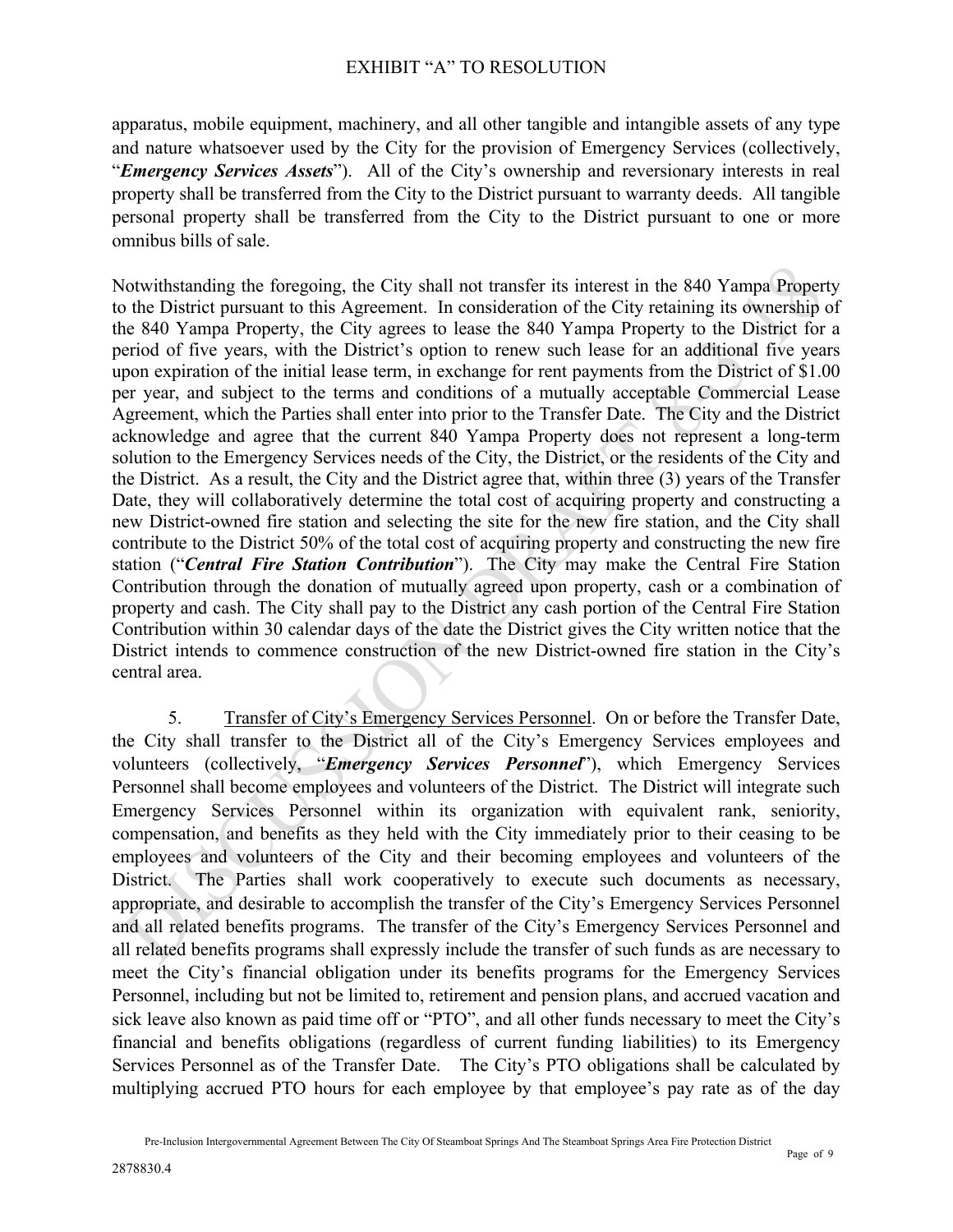apparatus, mobile equipment, machinery, and all other tangible and intangible assets of any type and nature whatsoever used by the City for the provision of Emergency Services (collectively, "***Emergency Services Assets***"). All of the City's ownership and reversionary interests in real property shall be transferred from the City to the District pursuant to warranty deeds. All tangible personal property shall be transferred from the City to the District pursuant to one or more omnibus bills of sale.

Notwithstanding the foregoing, the City shall not transfer its interest in the 840 Yampa Property to the District pursuant to this Agreement. In consideration of the City retaining its ownership of the 840 Yampa Property, the City agrees to lease the 840 Yampa Property to the District for a period of five years, with the District's option to renew such lease for an additional five years upon expiration of the initial lease term, in exchange for rent payments from the District of $1.00 per year, and subject to the terms and conditions of a mutually acceptable Commercial Lease Agreement, which the Parties shall enter into prior to the Transfer Date. The City and the District acknowledge and agree that the current 840 Yampa Property does not represent a long-term solution to the Emergency Services needs of the City, the District, or the residents of the City and the District. As a result, the City and the District agree that, within three (3) years of the Transfer Date, they will collaboratively determine the total cost of acquiring property and constructing a new District-owned fire station and selecting the site for the new fire station, and the City shall contribute to the District 50% of the total cost of acquiring property and constructing the new fire station ("***Central Fire Station Contribution***"). The City may make the Central Fire Station Contribution through the donation of mutually agreed upon property, cash or a combination of property and cash. The City shall pay to the District any cash portion of the Central Fire Station Contribution within 30 calendar days of the date the District gives the City written notice that the District intends to commence construction of the new District-owned fire station in the City's central area.

5. Transfer of City's Emergency Services Personnel. On or before the Transfer Date, the City shall transfer to the District all of the City's Emergency Services employees and volunteers (collectively, "***Emergency Services Personnel***"), which Emergency Services Personnel shall become employees and volunteers of the District. The District will integrate such Emergency Services Personnel within its organization with equivalent rank, seniority, compensation, and benefits as they held with the City immediately prior to their ceasing to be employees and volunteers of the City and their becoming employees and volunteers of the District. The Parties shall work cooperatively to execute such documents as necessary, appropriate, and desirable to accomplish the transfer of the City's Emergency Services Personnel and all related benefits programs. The transfer of the City's Emergency Services Personnel and all related benefits programs shall expressly include the transfer of such funds as are necessary to meet the City's financial obligation under its benefits programs for the Emergency Services Personnel, including but not be limited to, retirement and pension plans, and accrued vacation and sick leave also known as paid time off or "PTO", and all other funds necessary to meet the City's financial and benefits obligations (regardless of current funding liabilities) to its Emergency Services Personnel as of the Transfer Date. The City's PTO obligations shall be calculated by multiplying accrued PTO hours for each employee by that employee's pay rate as of the day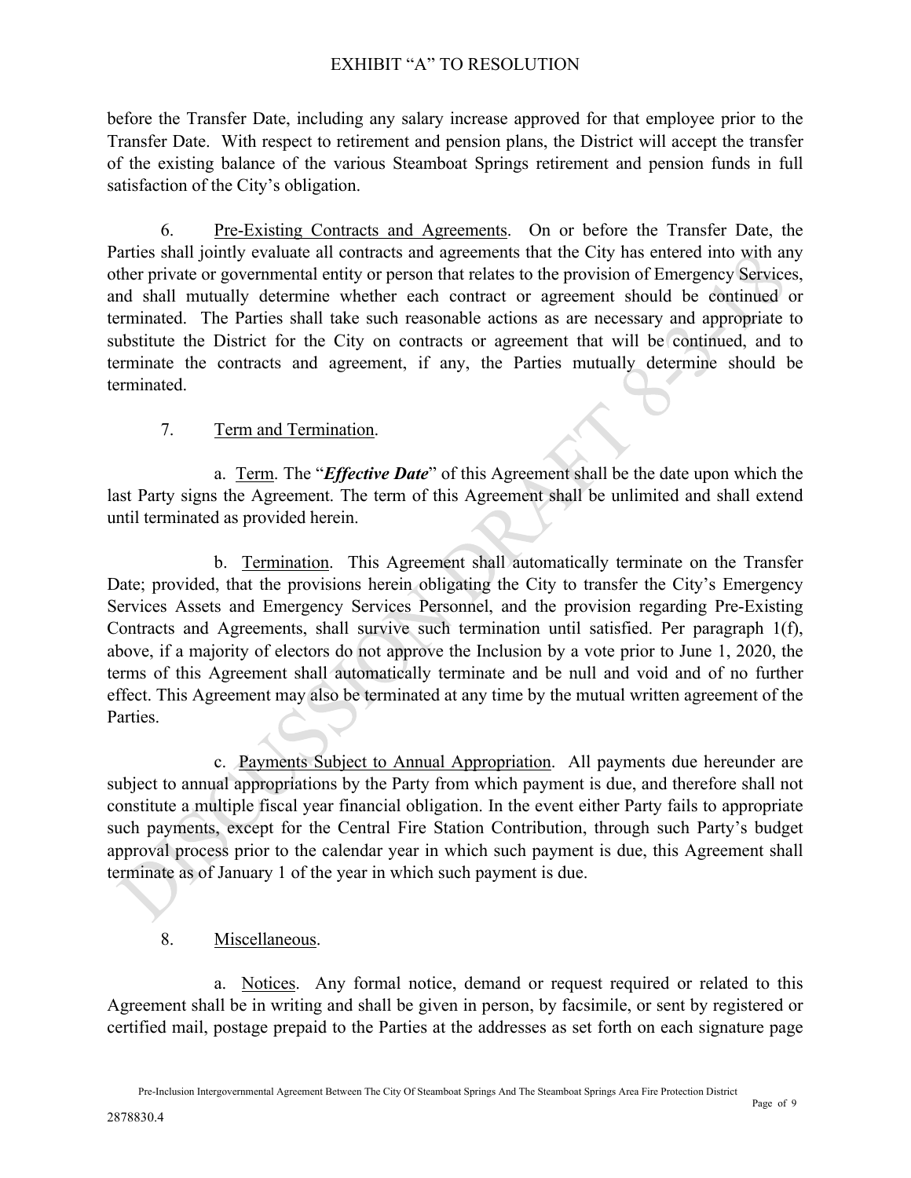before the Transfer Date, including any salary increase approved for that employee prior to the Transfer Date. With respect to retirement and pension plans, the District will accept the transfer of the existing balance of the various Steamboat Springs retirement and pension funds in full satisfaction of the City's obligation.

6. Pre-Existing Contracts and Agreements. On or before the Transfer Date, the Parties shall jointly evaluate all contracts and agreements that the City has entered into with any other private or governmental entity or person that relates to the provision of Emergency Services, and shall mutually determine whether each contract or agreement should be continued or terminated. The Parties shall take such reasonable actions as are necessary and appropriate to substitute the District for the City on contracts or agreement that will be continued, and to terminate the contracts and agreement, if any, the Parties mutually determine should be terminated.

7. Term and Termination.

a. Term. The "***Effective Date***" of this Agreement shall be the date upon which the last Party signs the Agreement. The term of this Agreement shall be unlimited and shall extend until terminated as provided herein.

b. Termination. This Agreement shall automatically terminate on the Transfer Date; provided, that the provisions herein obligating the City to transfer the City's Emergency Services Assets and Emergency Services Personnel, and the provision regarding Pre-Existing Contracts and Agreements, shall survive such termination until satisfied. Per paragraph 1(f), above, if a majority of electors do not approve the Inclusion by a vote prior to June 1, 2020, the terms of this Agreement shall automatically terminate and be null and void and of no further effect. This Agreement may also be terminated at any time by the mutual written agreement of the Parties.

c. Payments Subject to Annual Appropriation. All payments due hereunder are subject to annual appropriations by the Party from which payment is due, and therefore shall not constitute a multiple fiscal year financial obligation. In the event either Party fails to appropriate such payments, except for the Central Fire Station Contribution, through such Party's budget approval process prior to the calendar year in which such payment is due, this Agreement shall terminate as of January 1 of the year in which such payment is due.

8. Miscellaneous.

a. Notices. Any formal notice, demand or request required or related to this Agreement shall be in writing and shall be given in person, by facsimile, or sent by registered or certified mail, postage prepaid to the Parties at the addresses as set forth on each signature page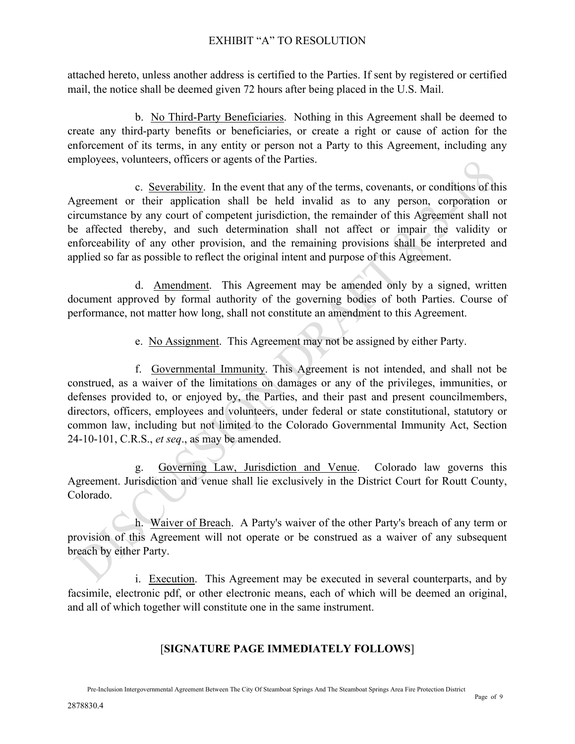attached hereto, unless another address is certified to the Parties. If sent by registered or certified mail, the notice shall be deemed given 72 hours after being placed in the U.S. Mail.

b. No Third-Party Beneficiaries. Nothing in this Agreement shall be deemed to create any third-party benefits or beneficiaries, or create a right or cause of action for the enforcement of its terms, in any entity or person not a Party to this Agreement, including any employees, volunteers, officers or agents of the Parties.

c. Severability. In the event that any of the terms, covenants, or conditions of this Agreement or their application shall be held invalid as to any person, corporation or circumstance by any court of competent jurisdiction, the remainder of this Agreement shall not be affected thereby, and such determination shall not affect or impair the validity or enforceability of any other provision, and the remaining provisions shall be interpreted and applied so far as possible to reflect the original intent and purpose of this Agreement.

d. Amendment. This Agreement may be amended only by a signed, written document approved by formal authority of the governing bodies of both Parties. Course of performance, not matter how long, shall not constitute an amendment to this Agreement.

e. No Assignment. This Agreement may not be assigned by either Party.

f. Governmental Immunity. This Agreement is not intended, and shall not be construed, as a waiver of the limitations on damages or any of the privileges, immunities, or defenses provided to, or enjoyed by, the Parties, and their past and present councilmembers, directors, officers, employees and volunteers, under federal or state constitutional, statutory or common law, including but not limited to the Colorado Governmental Immunity Act, Section 24-10-101, C.R.S., *et seq*., as may be amended.

g. Governing Law, Jurisdiction and Venue. Colorado law governs this Agreement. Jurisdiction and venue shall lie exclusively in the District Court for Routt County, Colorado.

h. Waiver of Breach. A Party's waiver of the other Party's breach of any term or provision of this Agreement will not operate or be construed as a waiver of any subsequent breach by either Party.

i. Execution. This Agreement may be executed in several counterparts, and by facsimile, electronic pdf, or other electronic means, each of which will be deemed an original, and all of which together will constitute one in the same instrument.

[**SIGNATURE PAGE IMMEDIATELY FOLLOWS**]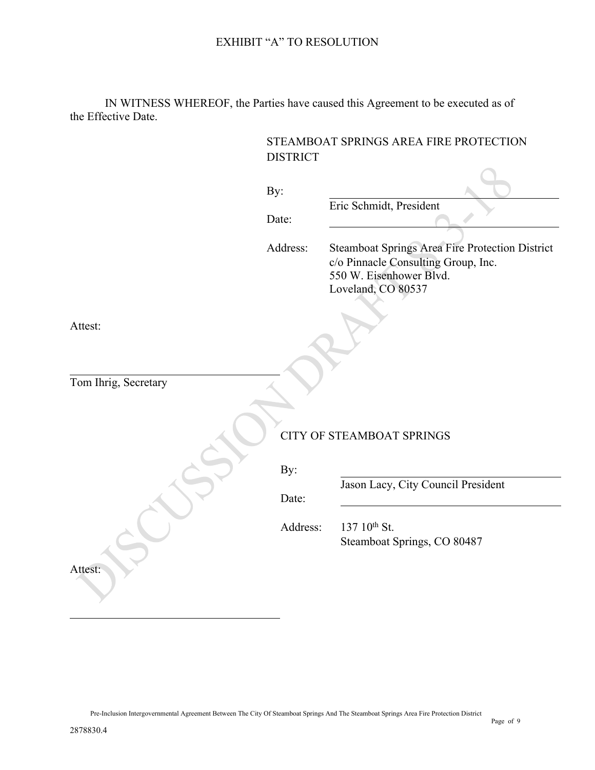EXHIBIT "A" TO RESOLUTION

IN WITNESS WHEREOF, the Parties have caused this Agreement to be executed as of the Effective Date.

STEAMBOAT SPRINGS AREA FIRE PROTECTION DISTRICT

By: ______________________________
Eric Schmidt, President

Date: ______________________________

Address: Steamboat Springs Area Fire Protection District
c/o Pinnacle Consulting Group, Inc.
550 W. Eisenhower Blvd.
Loveland, CO 80537

Attest:

______________________________
Tom Ihrig, Secretary

CITY OF STEAMBOAT SPRINGS

By: ______________________________
Jason Lacy, City Council President

Date: ______________________________

Address: 137 10th St.
Steamboat Springs, CO 80487

Attest:

______________________________

DISCUSSION DRAFT 8-3-18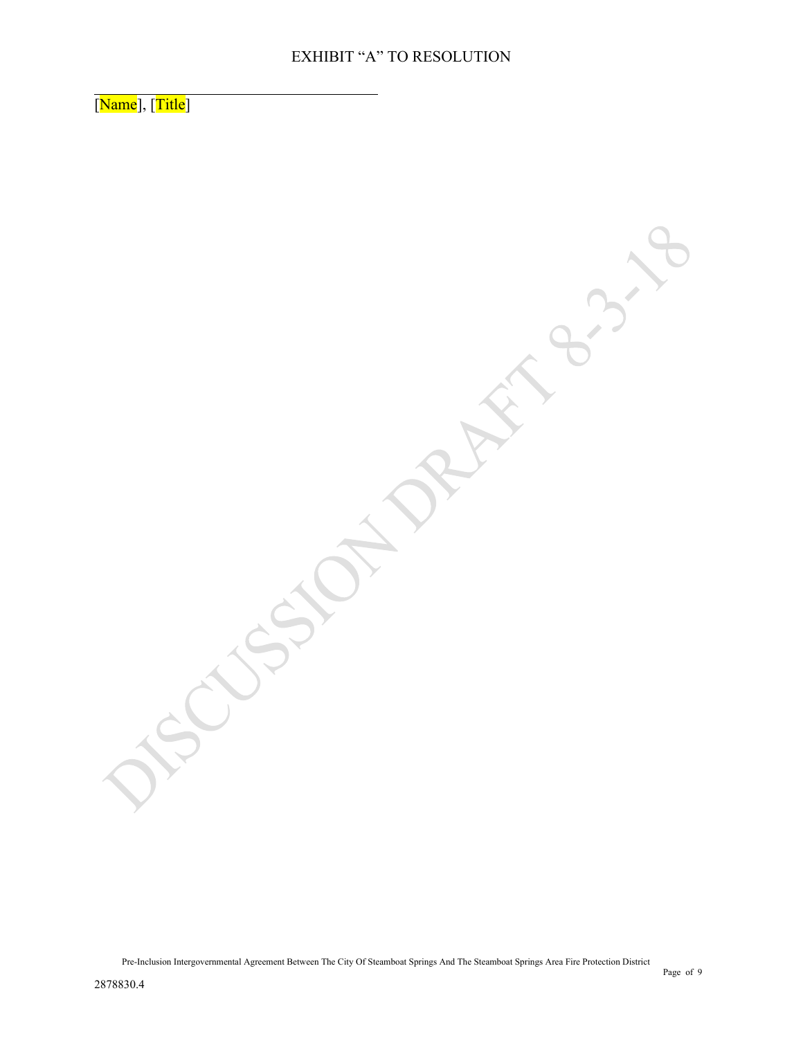EXHIBIT "A" TO RESOLUTION

______________________________________

[Name], [Title]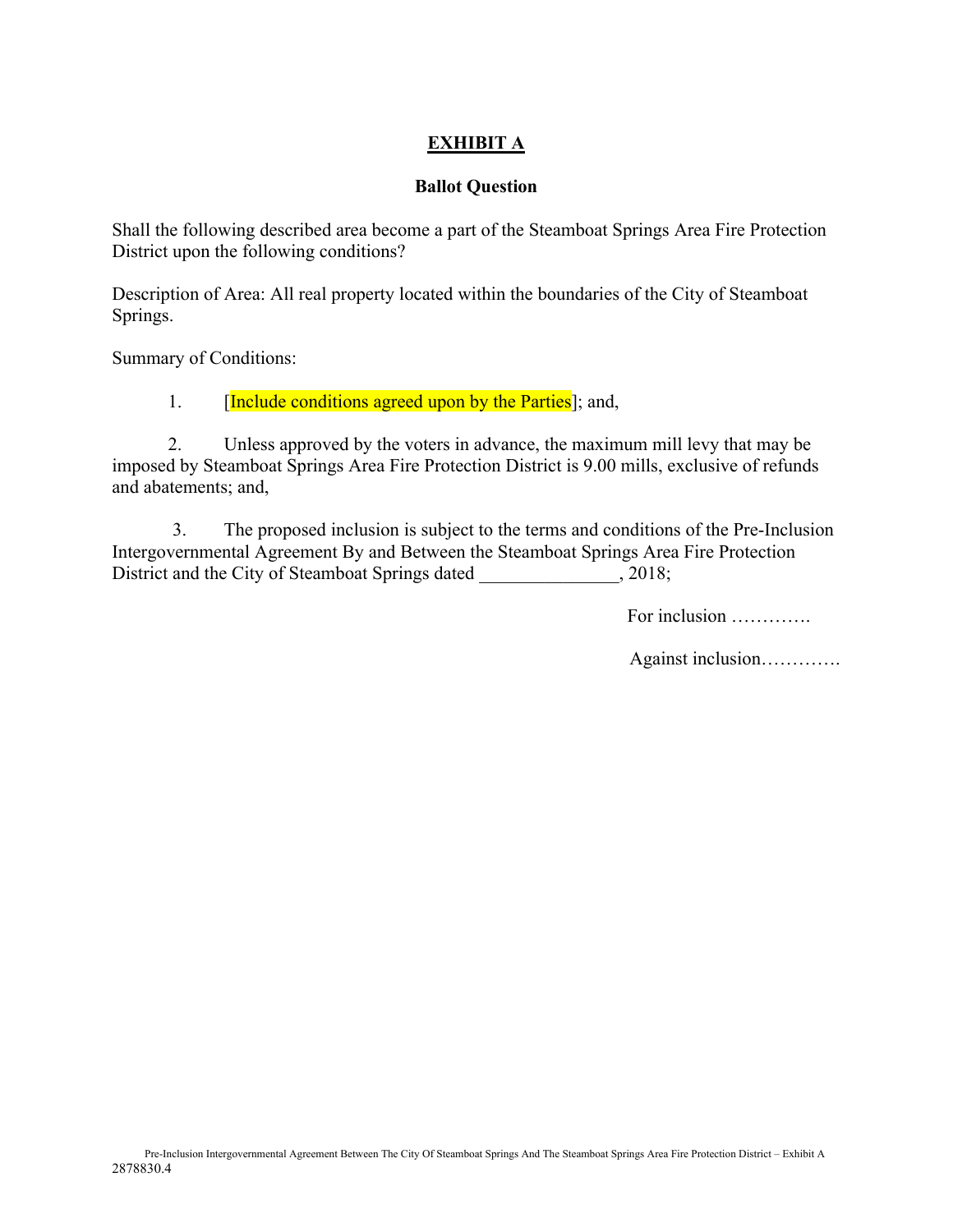# **EXHIBIT A**

## **Ballot Question**

Shall the following described area become a part of the Steamboat Springs Area Fire Protection District upon the following conditions?

Description of Area: All real property located within the boundaries of the City of Steamboat Springs.

Summary of Conditions:

1. [Include conditions agreed upon by the Parties]; and,

2. Unless approved by the voters in advance, the maximum mill levy that may be imposed by Steamboat Springs Area Fire Protection District is 9.00 mills, exclusive of refunds and abatements; and,

3. The proposed inclusion is subject to the terms and conditions of the Pre-Inclusion Intergovernmental Agreement By and Between the Steamboat Springs Area Fire Protection District and the City of Steamboat Springs dated _______________, 2018;

For inclusion ………….

Against inclusion………….